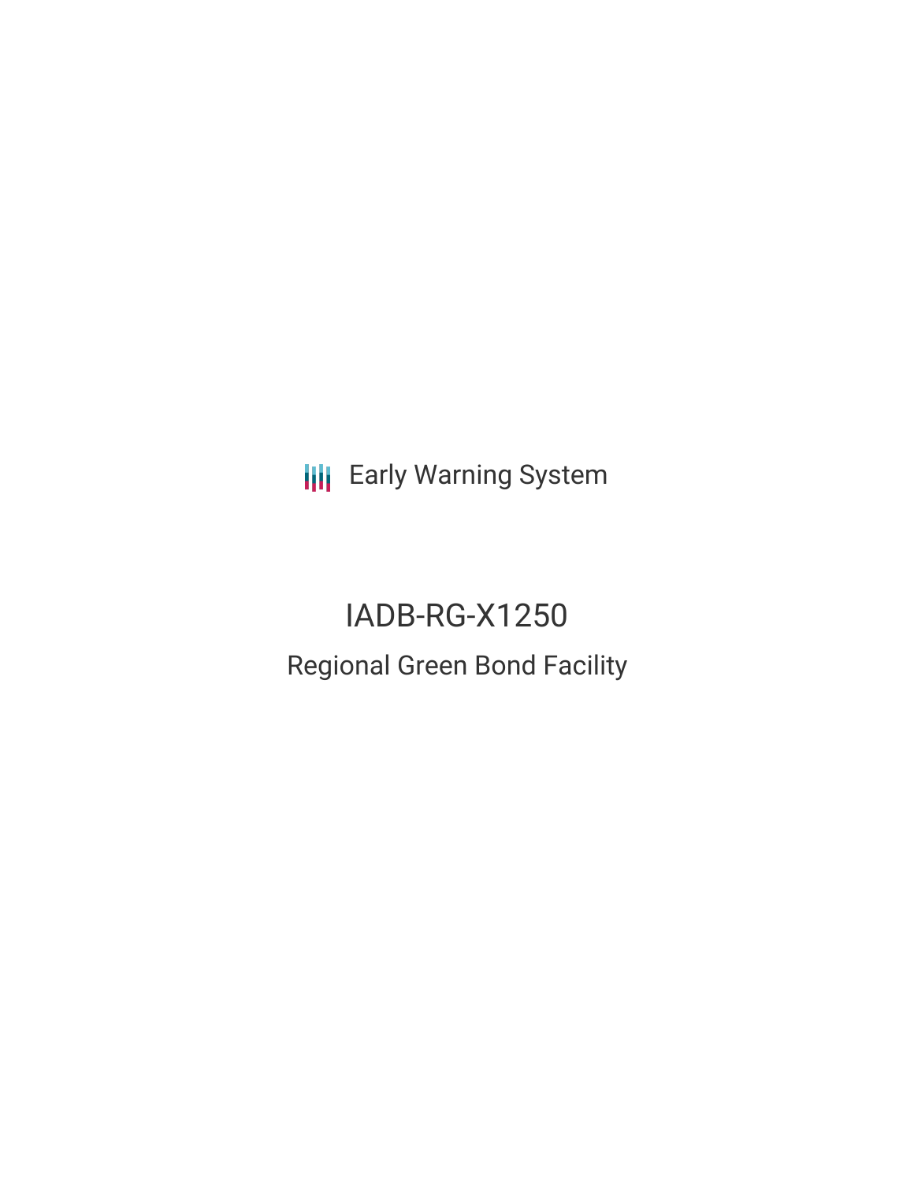Early Warning System

# IADB-RG-X1250

## Regional Green Bond Facility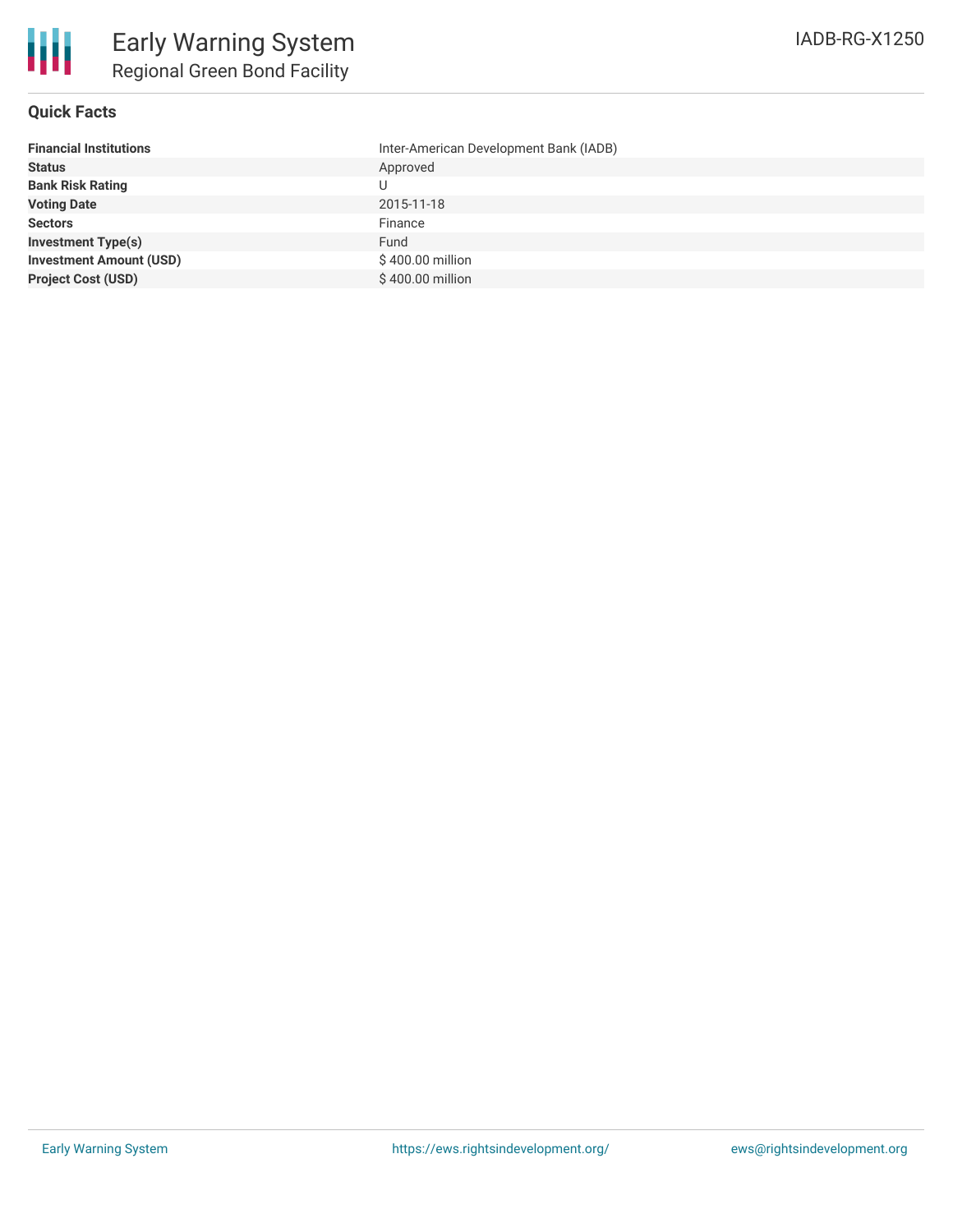# Early Warning System

## Regional Green Bond Facility

IADB-RG-X1250

### Quick Facts

| | |
|---|---|
| **Financial Institutions** | Inter-American Development Bank (IADB) |
| **Status** | Approved |
| **Bank Risk Rating** | U |
| **Voting Date** | 2015-11-18 |
| **Sectors** | Finance |
| **Investment Type(s)** | Fund |
| **Investment Amount (USD)** | $ 400.00 million |
| **Project Cost (USD)** | $ 400.00 million |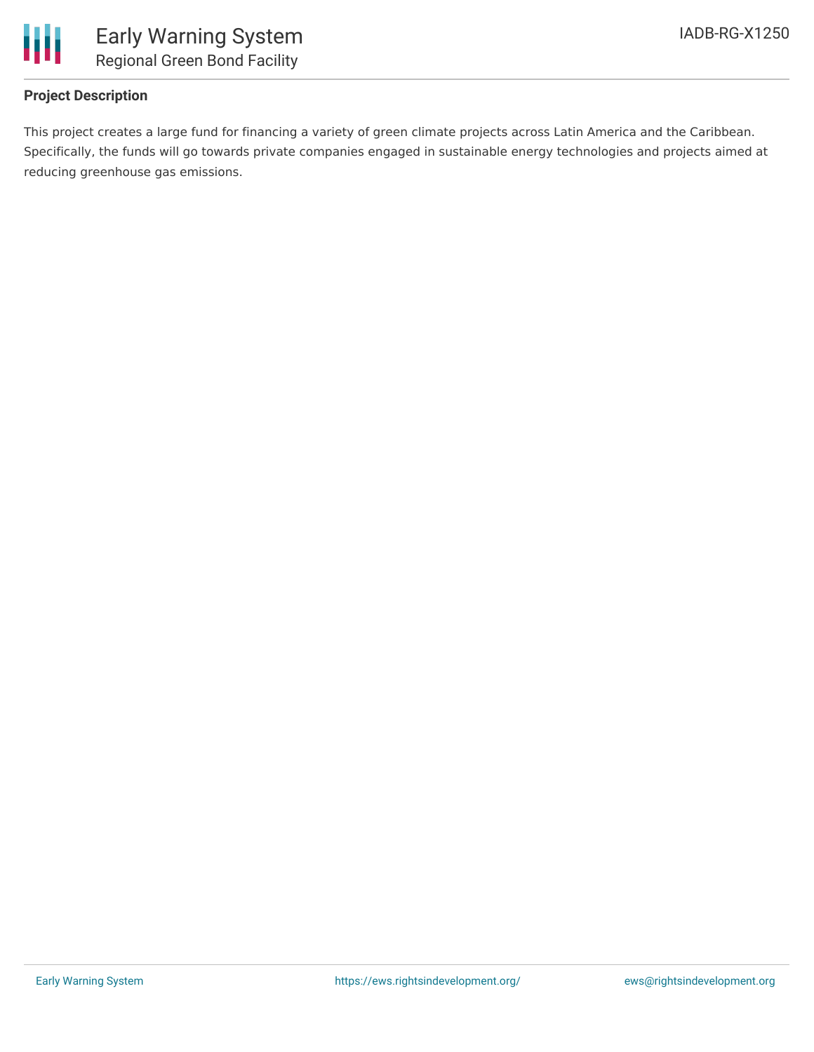**Project Description**

This project creates a large fund for financing a variety of green climate projects across Latin America and the Caribbean. Specifically, the funds will go towards private companies engaged in sustainable energy technologies and projects aimed at reducing greenhouse gas emissions.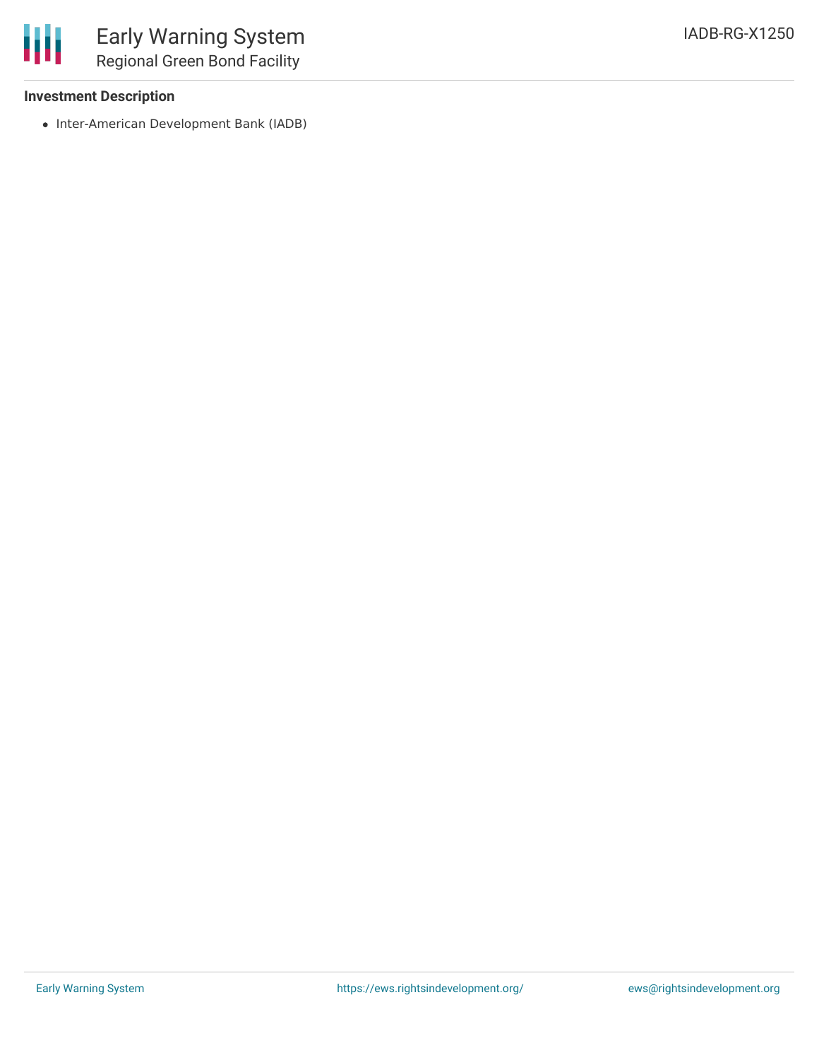### Investment Description

- Inter-American Development Bank (IADB)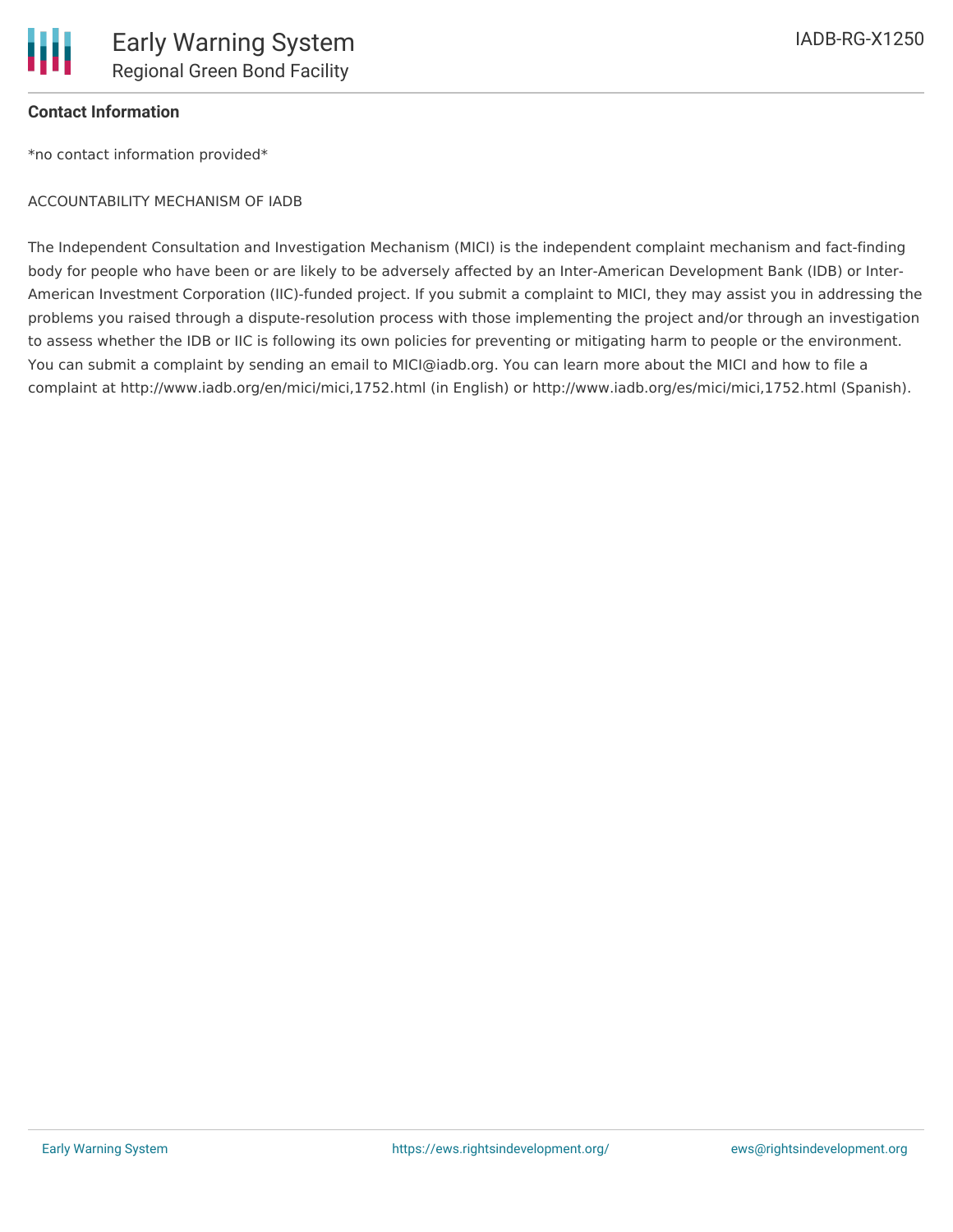**Contact Information**

*no contact information provided*

ACCOUNTABILITY MECHANISM OF IADB

The Independent Consultation and Investigation Mechanism (MICI) is the independent complaint mechanism and fact-finding body for people who have been or are likely to be adversely affected by an Inter-American Development Bank (IDB) or Inter-American Investment Corporation (IIC)-funded project. If you submit a complaint to MICI, they may assist you in addressing the problems you raised through a dispute-resolution process with those implementing the project and/or through an investigation to assess whether the IDB or IIC is following its own policies for preventing or mitigating harm to people or the environment. You can submit a complaint by sending an email to MICI@iadb.org. You can learn more about the MICI and how to file a complaint at http://www.iadb.org/en/mici/mici,1752.html (in English) or http://www.iadb.org/es/mici/mici,1752.html (Spanish).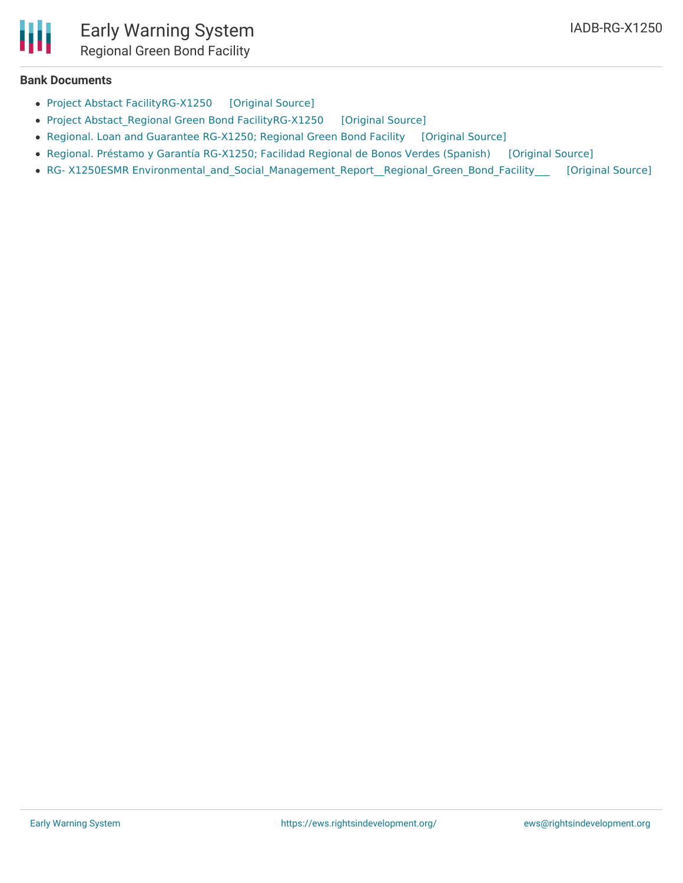### Bank Documents

- Project Abstact FacilityRG-X1250 [Original Source]
- Project Abstact_Regional Green Bond FacilityRG-X1250 [Original Source]
- Regional. Loan and Guarantee RG-X1250; Regional Green Bond Facility [Original Source]
- Regional. Préstamo y Garantía RG-X1250; Facilidad Regional de Bonos Verdes (Spanish) [Original Source]
- RG- X1250ESMR Environmental_and_Social_Management_Report__Regional_Green_Bond_Facility___ [Original Source]